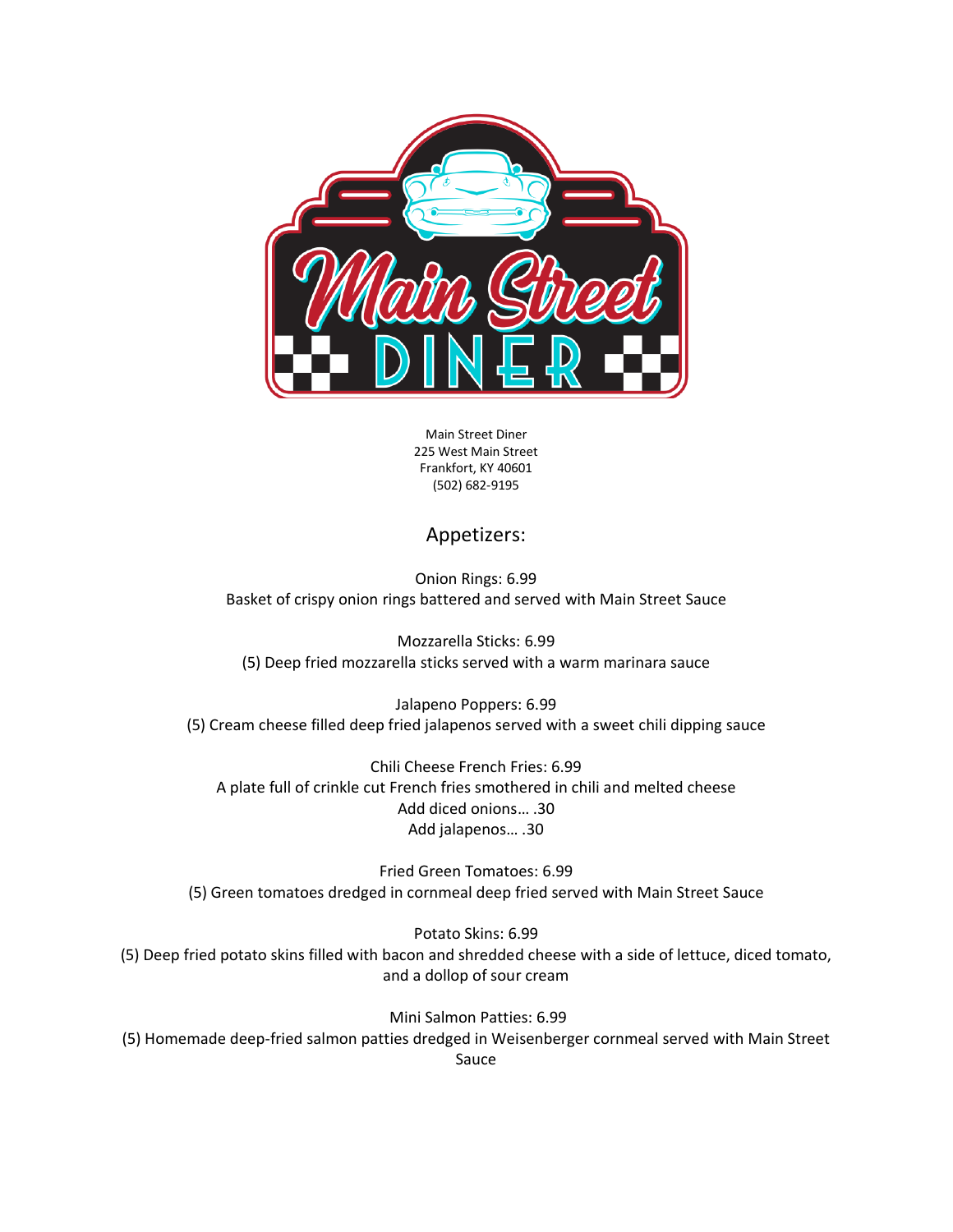Main Street Diner
225 West Main Street
Frankfort, KY 40601
(502) 682-9195

## Appetizers:

Onion Rings: 6.99
Basket of crispy onion rings battered and served with Main Street Sauce

Mozzarella Sticks: 6.99
(5) Deep fried mozzarella sticks served with a warm marinara sauce

Jalapeno Poppers: 6.99
(5) Cream cheese filled deep fried jalapenos served with a sweet chili dipping sauce

Chili Cheese French Fries: 6.99
A plate full of crinkle cut French fries smothered in chili and melted cheese
Add diced onions… .30
Add jalapenos… .30

Fried Green Tomatoes: 6.99
(5) Green tomatoes dredged in cornmeal deep fried served with Main Street Sauce

Potato Skins: 6.99
(5) Deep fried potato skins filled with bacon and shredded cheese with a side of lettuce, diced tomato, and a dollop of sour cream

Mini Salmon Patties: 6.99
(5) Homemade deep-fried salmon patties dredged in Weisenberger cornmeal served with Main Street Sauce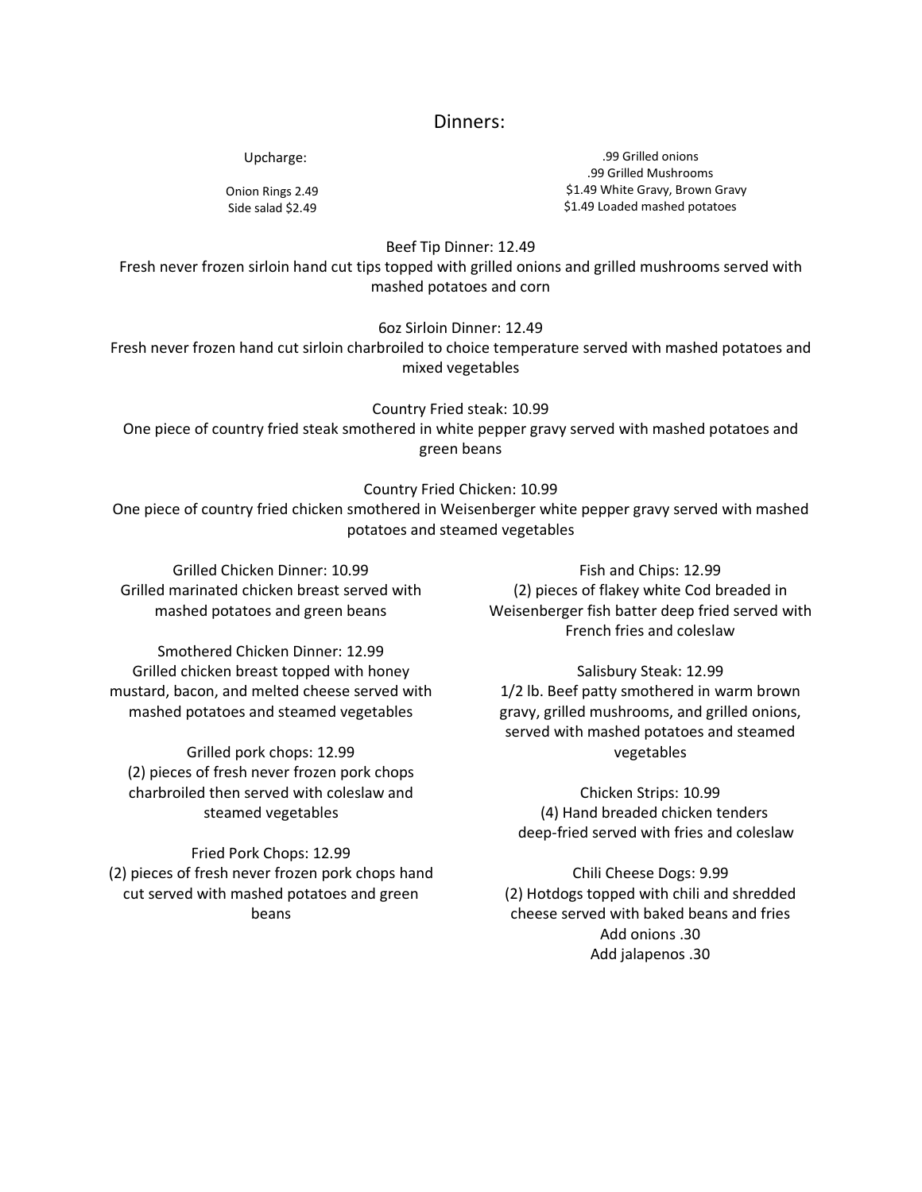# Dinners:

Upcharge:

Onion Rings 2.49
Side salad $2.49

.99 Grilled onions
.99 Grilled Mushrooms
$1.49 White Gravy, Brown Gravy
$1.49 Loaded mashed potatoes

Beef Tip Dinner: 12.49
Fresh never frozen sirloin hand cut tips topped with grilled onions and grilled mushrooms served with mashed potatoes and corn

6oz Sirloin Dinner: 12.49
Fresh never frozen hand cut sirloin charbroiled to choice temperature served with mashed potatoes and mixed vegetables

Country Fried steak: 10.99
One piece of country fried steak smothered in white pepper gravy served with mashed potatoes and green beans

Country Fried Chicken: 10.99
One piece of country fried chicken smothered in Weisenberger white pepper gravy served with mashed potatoes and steamed vegetables

Grilled Chicken Dinner: 10.99
Grilled marinated chicken breast served with mashed potatoes and green beans

Smothered Chicken Dinner: 12.99
Grilled chicken breast topped with honey mustard, bacon, and melted cheese served with mashed potatoes and steamed vegetables

Grilled pork chops: 12.99
(2) pieces of fresh never frozen pork chops charbroiled then served with coleslaw and steamed vegetables

Fried Pork Chops: 12.99
(2) pieces of fresh never frozen pork chops hand cut served with mashed potatoes and green beans

Fish and Chips: 12.99
(2) pieces of flakey white Cod breaded in Weisenberger fish batter deep fried served with French fries and coleslaw

Salisbury Steak: 12.99
1/2 lb. Beef patty smothered in warm brown gravy, grilled mushrooms, and grilled onions, served with mashed potatoes and steamed vegetables

Chicken Strips: 10.99
(4) Hand breaded chicken tenders deep-fried served with fries and coleslaw

Chili Cheese Dogs: 9.99
(2) Hotdogs topped with chili and shredded cheese served with baked beans and fries
Add onions .30
Add jalapenos .30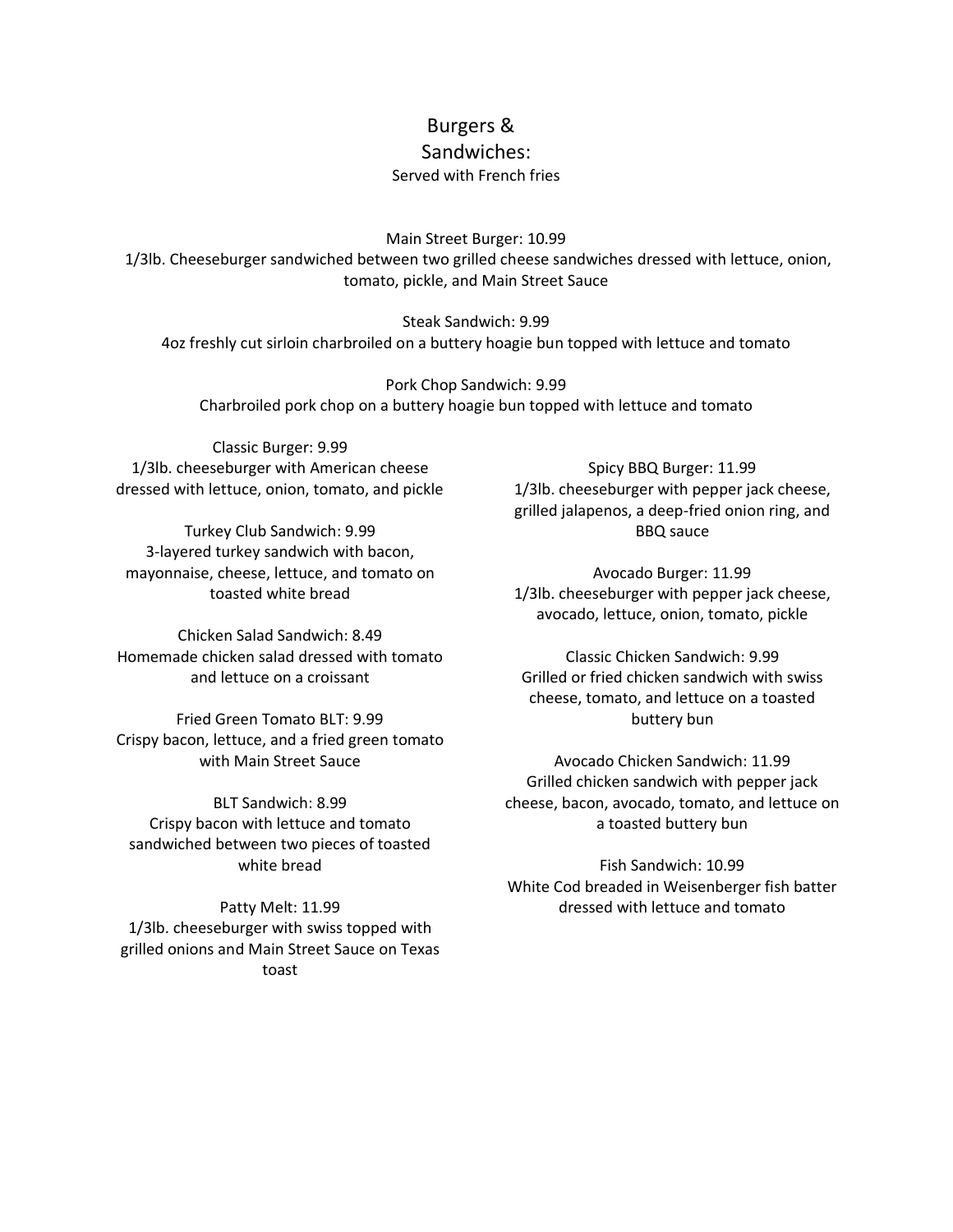# Burgers & Sandwiches:

Served with French fries

**Main Street Burger: 10.99**
1/3lb. Cheeseburger sandwiched between two grilled cheese sandwiches dressed with lettuce, onion, tomato, pickle, and Main Street Sauce

**Steak Sandwich: 9.99**
4oz freshly cut sirloin charbroiled on a buttery hoagie bun topped with lettuce and tomato

**Pork Chop Sandwich: 9.99**
Charbroiled pork chop on a buttery hoagie bun topped with lettuce and tomato

**Classic Burger: 9.99**
1/3lb. cheeseburger with American cheese dressed with lettuce, onion, tomato, and pickle

**Turkey Club Sandwich: 9.99**
3-layered turkey sandwich with bacon, mayonnaise, cheese, lettuce, and tomato on toasted white bread

**Chicken Salad Sandwich: 8.49**
Homemade chicken salad dressed with tomato and lettuce on a croissant

**Fried Green Tomato BLT: 9.99**
Crispy bacon, lettuce, and a fried green tomato with Main Street Sauce

**BLT Sandwich: 8.99**
Crispy bacon with lettuce and tomato sandwiched between two pieces of toasted white bread

**Patty Melt: 11.99**
1/3lb. cheeseburger with swiss topped with grilled onions and Main Street Sauce on Texas toast

**Spicy BBQ Burger: 11.99**
1/3lb. cheeseburger with pepper jack cheese, grilled jalapenos, a deep-fried onion ring, and BBQ sauce

**Avocado Burger: 11.99**
1/3lb. cheeseburger with pepper jack cheese, avocado, lettuce, onion, tomato, pickle

**Classic Chicken Sandwich: 9.99**
Grilled or fried chicken sandwich with swiss cheese, tomato, and lettuce on a toasted buttery bun

**Avocado Chicken Sandwich: 11.99**
Grilled chicken sandwich with pepper jack cheese, bacon, avocado, tomato, and lettuce on a toasted buttery bun

**Fish Sandwich: 10.99**
White Cod breaded in Weisenberger fish batter dressed with lettuce and tomato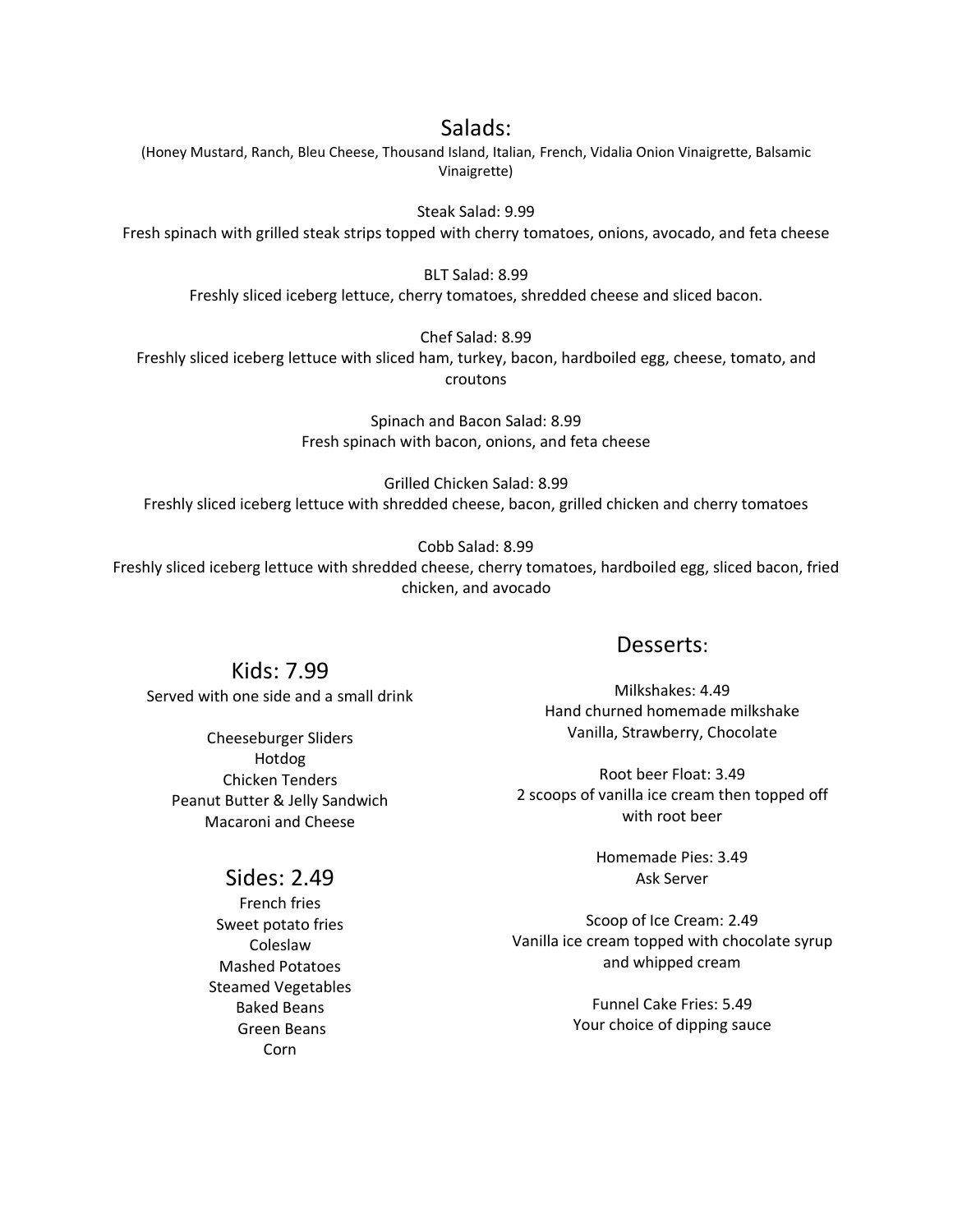## Salads:

(Honey Mustard, Ranch, Bleu Cheese, Thousand Island, Italian, French, Vidalia Onion Vinaigrette, Balsamic Vinaigrette)

Steak Salad: 9.99
Fresh spinach with grilled steak strips topped with cherry tomatoes, onions, avocado, and feta cheese

BLT Salad: 8.99
Freshly sliced iceberg lettuce, cherry tomatoes, shredded cheese and sliced bacon.

Chef Salad: 8.99
Freshly sliced iceberg lettuce with sliced ham, turkey, bacon, hardboiled egg, cheese, tomato, and croutons

Spinach and Bacon Salad: 8.99
Fresh spinach with bacon, onions, and feta cheese

Grilled Chicken Salad: 8.99
Freshly sliced iceberg lettuce with shredded cheese, bacon, grilled chicken and cherry tomatoes

Cobb Salad: 8.99
Freshly sliced iceberg lettuce with shredded cheese, cherry tomatoes, hardboiled egg, sliced bacon, fried chicken, and avocado

## Kids: 7.99

Served with one side and a small drink

Cheeseburger Sliders
Hotdog
Chicken Tenders
Peanut Butter & Jelly Sandwich
Macaroni and Cheese

## Sides: 2.49

French fries
Sweet potato fries
Coleslaw
Mashed Potatoes
Steamed Vegetables
Baked Beans
Green Beans
Corn

## Desserts:

Milkshakes: 4.49
Hand churned homemade milkshake
Vanilla, Strawberry, Chocolate

Root beer Float: 3.49
2 scoops of vanilla ice cream then topped off with root beer

Homemade Pies: 3.49
Ask Server

Scoop of Ice Cream: 2.49
Vanilla ice cream topped with chocolate syrup and whipped cream

Funnel Cake Fries: 5.49
Your choice of dipping sauce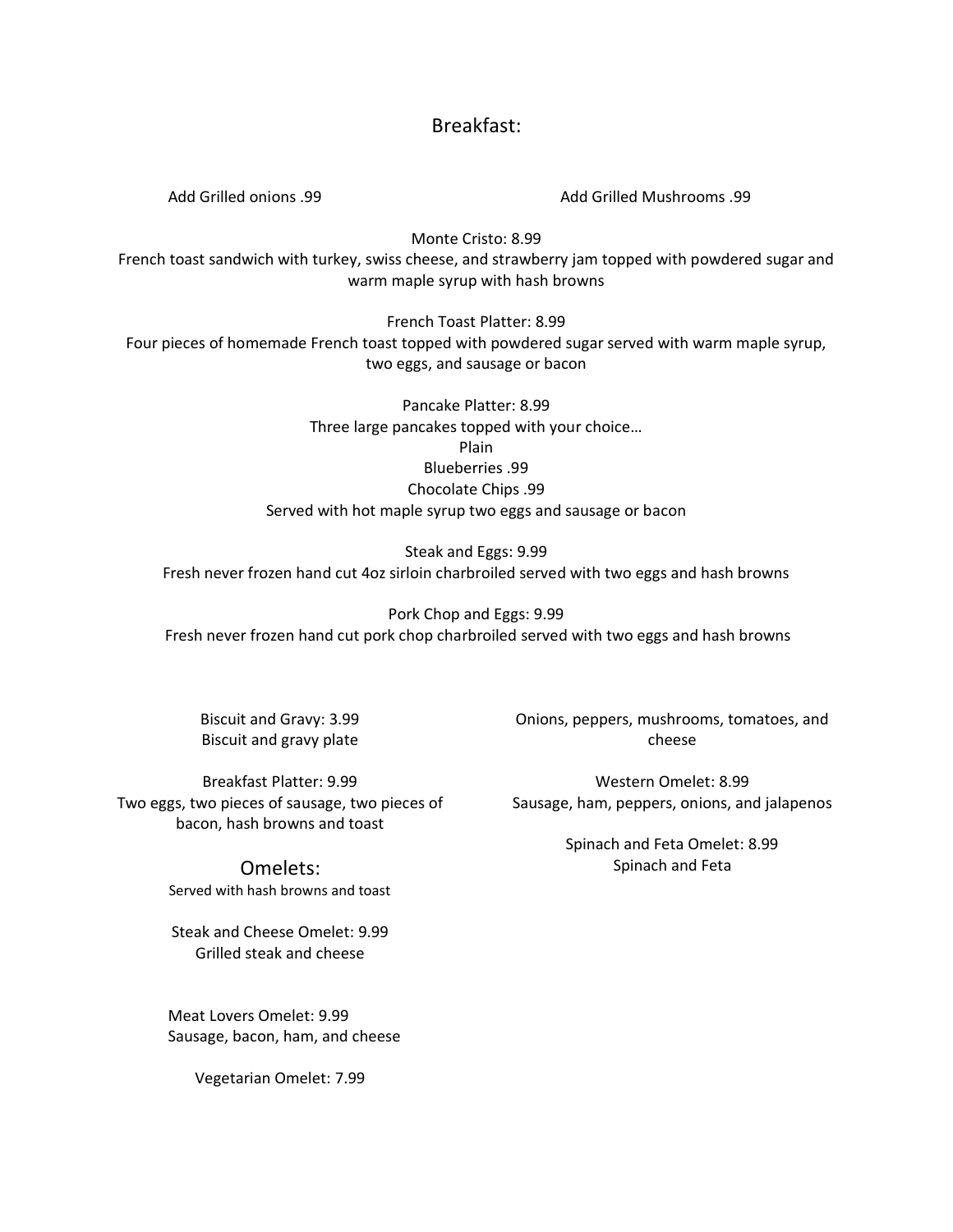# Breakfast:

Add Grilled onions .99

Add Grilled Mushrooms .99

Monte Cristo: 8.99
French toast sandwich with turkey, swiss cheese, and strawberry jam topped with powdered sugar and warm maple syrup with hash browns

French Toast Platter: 8.99
Four pieces of homemade French toast topped with powdered sugar served with warm maple syrup, two eggs, and sausage or bacon

Pancake Platter: 8.99
Three large pancakes topped with your choice…
Plain
Blueberries .99
Chocolate Chips .99
Served with hot maple syrup two eggs and sausage or bacon

Steak and Eggs: 9.99
Fresh never frozen hand cut 4oz sirloin charbroiled served with two eggs and hash browns

Pork Chop and Eggs: 9.99
Fresh never frozen hand cut pork chop charbroiled served with two eggs and hash browns

Biscuit and Gravy: 3.99
Biscuit and gravy plate

Breakfast Platter: 9.99
Two eggs, two pieces of sausage, two pieces of bacon, hash browns and toast

## Omelets:

Served with hash browns and toast

Steak and Cheese Omelet: 9.99
Grilled steak and cheese

Meat Lovers Omelet: 9.99
Sausage, bacon, ham, and cheese

Vegetarian Omelet: 7.99
Onions, peppers, mushrooms, tomatoes, and cheese

Western Omelet: 8.99
Sausage, ham, peppers, onions, and jalapenos

Spinach and Feta Omelet: 8.99
Spinach and Feta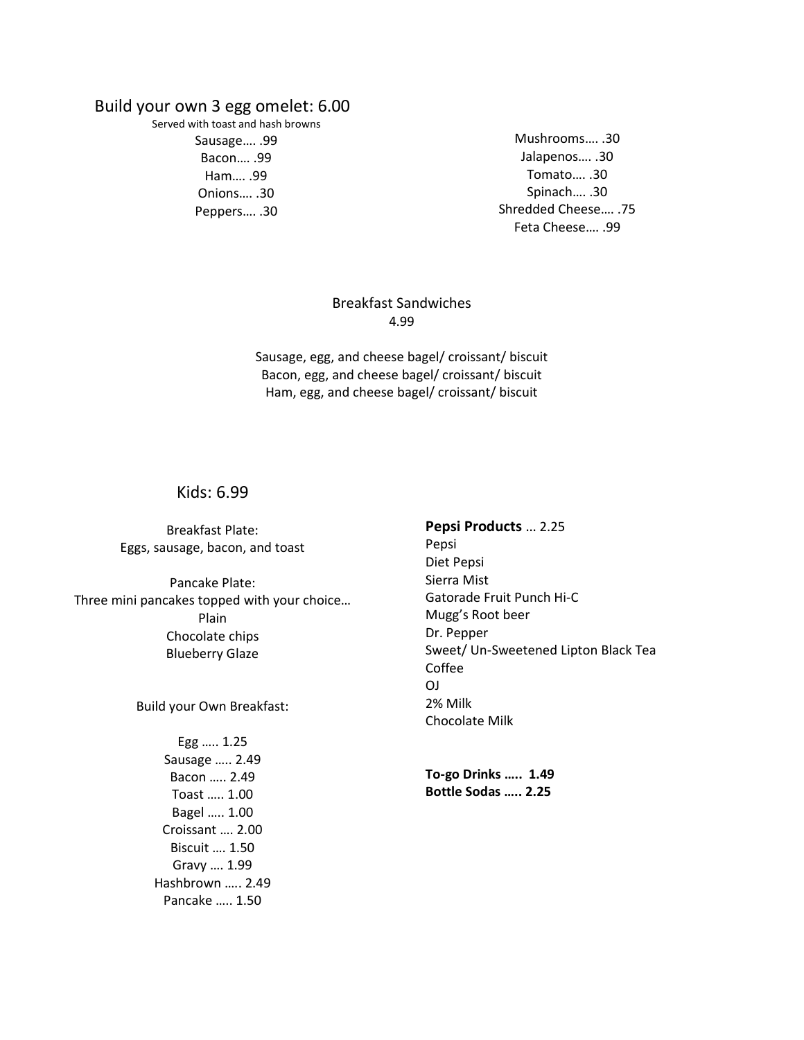## Build your own 3 egg omelet: 6.00

Served with toast and hash browns

Sausage…. .99
Bacon…. .99
Ham…. .99
Onions…. .30
Peppers…. .30

Mushrooms…. .30
Jalapenos…. .30
Tomato…. .30
Spinach…. .30
Shredded Cheese…. .75
Feta Cheese…. .99

## Breakfast Sandwiches

4.99

Sausage, egg, and cheese bagel/ croissant/ biscuit
Bacon, egg, and cheese bagel/ croissant/ biscuit
Ham, egg, and cheese bagel/ croissant/ biscuit

## Kids: 6.99

Breakfast Plate:
Eggs, sausage, bacon, and toast

Pancake Plate:
Three mini pancakes topped with your choice…
Plain
Chocolate chips
Blueberry Glaze

Build your Own Breakfast:

Egg ….. 1.25
Sausage ….. 2.49
Bacon ….. 2.49
Toast ….. 1.00
Bagel ….. 1.00
Croissant …. 2.00
Biscuit …. 1.50
Gravy …. 1.99
Hashbrown ….. 2.49
Pancake ….. 1.50

**Pepsi Products** … 2.25
Pepsi
Diet Pepsi
Sierra Mist
Gatorade Fruit Punch Hi-C
Mugg's Root beer
Dr. Pepper
Sweet/ Un-Sweetened Lipton Black Tea
Coffee
OJ
2% Milk
Chocolate Milk

**To-go Drinks ….. 1.49**
**Bottle Sodas ….. 2.25**